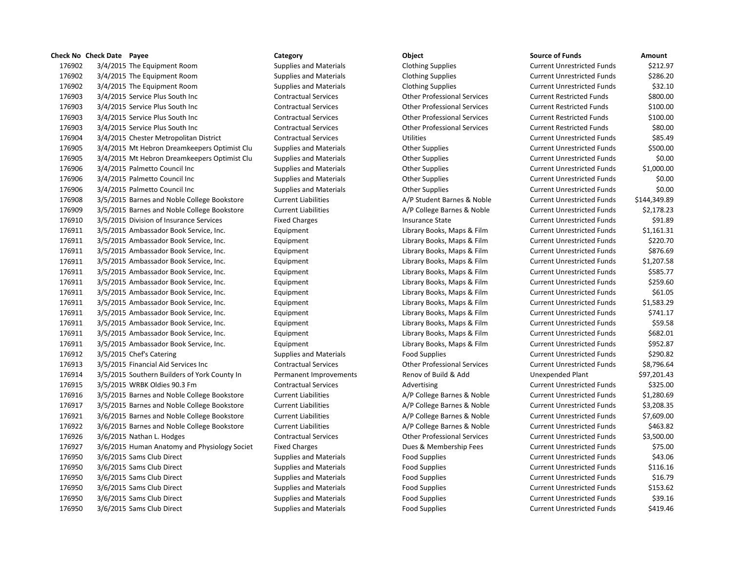| Check No | Check Date | Payee | Category | Object | Source of Funds | Amount |
|---|---|---|---|---|---|---|
| 176902 | 3/4/2015 | The Equipment Room | Supplies and Materials | Clothing Supplies | Current Unrestricted Funds | $212.97 |
| 176902 | 3/4/2015 | The Equipment Room | Supplies and Materials | Clothing Supplies | Current Unrestricted Funds | $286.20 |
| 176902 | 3/4/2015 | The Equipment Room | Supplies and Materials | Clothing Supplies | Current Unrestricted Funds | $32.10 |
| 176903 | 3/4/2015 | Service Plus South Inc | Contractual Services | Other Professional Services | Current Restricted Funds | $800.00 |
| 176903 | 3/4/2015 | Service Plus South Inc | Contractual Services | Other Professional Services | Current Restricted Funds | $100.00 |
| 176903 | 3/4/2015 | Service Plus South Inc | Contractual Services | Other Professional Services | Current Restricted Funds | $100.00 |
| 176903 | 3/4/2015 | Service Plus South Inc | Contractual Services | Other Professional Services | Current Restricted Funds | $80.00 |
| 176904 | 3/4/2015 | Chester Metropolitan District | Contractual Services | Utilities | Current Unrestricted Funds | $85.49 |
| 176905 | 3/4/2015 | Mt Hebron Dreamkeepers Optimist Clu | Supplies and Materials | Other Supplies | Current Unrestricted Funds | $500.00 |
| 176905 | 3/4/2015 | Mt Hebron Dreamkeepers Optimist Clu | Supplies and Materials | Other Supplies | Current Unrestricted Funds | $0.00 |
| 176906 | 3/4/2015 | Palmetto Council Inc | Supplies and Materials | Other Supplies | Current Unrestricted Funds | $1,000.00 |
| 176906 | 3/4/2015 | Palmetto Council Inc | Supplies and Materials | Other Supplies | Current Unrestricted Funds | $0.00 |
| 176906 | 3/4/2015 | Palmetto Council Inc | Supplies and Materials | Other Supplies | Current Unrestricted Funds | $0.00 |
| 176908 | 3/5/2015 | Barnes and Noble College Bookstore | Current Liabilities | A/P Student Barnes & Noble | Current Unrestricted Funds | $144,349.89 |
| 176909 | 3/5/2015 | Barnes and Noble College Bookstore | Current Liabilities | A/P College Barnes & Noble | Current Unrestricted Funds | $2,178.23 |
| 176910 | 3/5/2015 | Division of Insurance Services | Fixed Charges | Insurance State | Current Unrestricted Funds | $91.89 |
| 176911 | 3/5/2015 | Ambassador Book Service, Inc. | Equipment | Library Books, Maps & Film | Current Unrestricted Funds | $1,161.31 |
| 176911 | 3/5/2015 | Ambassador Book Service, Inc. | Equipment | Library Books, Maps & Film | Current Unrestricted Funds | $220.70 |
| 176911 | 3/5/2015 | Ambassador Book Service, Inc. | Equipment | Library Books, Maps & Film | Current Unrestricted Funds | $876.69 |
| 176911 | 3/5/2015 | Ambassador Book Service, Inc. | Equipment | Library Books, Maps & Film | Current Unrestricted Funds | $1,207.58 |
| 176911 | 3/5/2015 | Ambassador Book Service, Inc. | Equipment | Library Books, Maps & Film | Current Unrestricted Funds | $585.77 |
| 176911 | 3/5/2015 | Ambassador Book Service, Inc. | Equipment | Library Books, Maps & Film | Current Unrestricted Funds | $259.60 |
| 176911 | 3/5/2015 | Ambassador Book Service, Inc. | Equipment | Library Books, Maps & Film | Current Unrestricted Funds | $61.05 |
| 176911 | 3/5/2015 | Ambassador Book Service, Inc. | Equipment | Library Books, Maps & Film | Current Unrestricted Funds | $1,583.29 |
| 176911 | 3/5/2015 | Ambassador Book Service, Inc. | Equipment | Library Books, Maps & Film | Current Unrestricted Funds | $741.17 |
| 176911 | 3/5/2015 | Ambassador Book Service, Inc. | Equipment | Library Books, Maps & Film | Current Unrestricted Funds | $59.58 |
| 176911 | 3/5/2015 | Ambassador Book Service, Inc. | Equipment | Library Books, Maps & Film | Current Unrestricted Funds | $682.01 |
| 176911 | 3/5/2015 | Ambassador Book Service, Inc. | Equipment | Library Books, Maps & Film | Current Unrestricted Funds | $952.87 |
| 176912 | 3/5/2015 | Chef's Catering | Supplies and Materials | Food Supplies | Current Unrestricted Funds | $290.82 |
| 176913 | 3/5/2015 | Financial Aid Services Inc | Contractual Services | Other Professional Services | Current Unrestricted Funds | $8,796.64 |
| 176914 | 3/5/2015 | Southern Builders of York County In | Permanent Improvements | Renov of Build & Add | Unexpended Plant | $97,201.43 |
| 176915 | 3/5/2015 | WRBK Oldies 90.3 Fm | Contractual Services | Advertising | Current Unrestricted Funds | $325.00 |
| 176916 | 3/5/2015 | Barnes and Noble College Bookstore | Current Liabilities | A/P College Barnes & Noble | Current Unrestricted Funds | $1,280.69 |
| 176917 | 3/5/2015 | Barnes and Noble College Bookstore | Current Liabilities | A/P College Barnes & Noble | Current Unrestricted Funds | $3,208.35 |
| 176921 | 3/6/2015 | Barnes and Noble College Bookstore | Current Liabilities | A/P College Barnes & Noble | Current Unrestricted Funds | $7,609.00 |
| 176922 | 3/6/2015 | Barnes and Noble College Bookstore | Current Liabilities | A/P College Barnes & Noble | Current Unrestricted Funds | $463.82 |
| 176926 | 3/6/2015 | Nathan L. Hodges | Contractual Services | Other Professional Services | Current Unrestricted Funds | $3,500.00 |
| 176927 | 3/6/2015 | Human Anatomy and Physiology Societ | Fixed Charges | Dues & Membership Fees | Current Unrestricted Funds | $75.00 |
| 176950 | 3/6/2015 | Sams Club Direct | Supplies and Materials | Food Supplies | Current Unrestricted Funds | $43.06 |
| 176950 | 3/6/2015 | Sams Club Direct | Supplies and Materials | Food Supplies | Current Unrestricted Funds | $116.16 |
| 176950 | 3/6/2015 | Sams Club Direct | Supplies and Materials | Food Supplies | Current Unrestricted Funds | $16.79 |
| 176950 | 3/6/2015 | Sams Club Direct | Supplies and Materials | Food Supplies | Current Unrestricted Funds | $153.62 |
| 176950 | 3/6/2015 | Sams Club Direct | Supplies and Materials | Food Supplies | Current Unrestricted Funds | $39.16 |
| 176950 | 3/6/2015 | Sams Club Direct | Supplies and Materials | Food Supplies | Current Unrestricted Funds | $419.46 |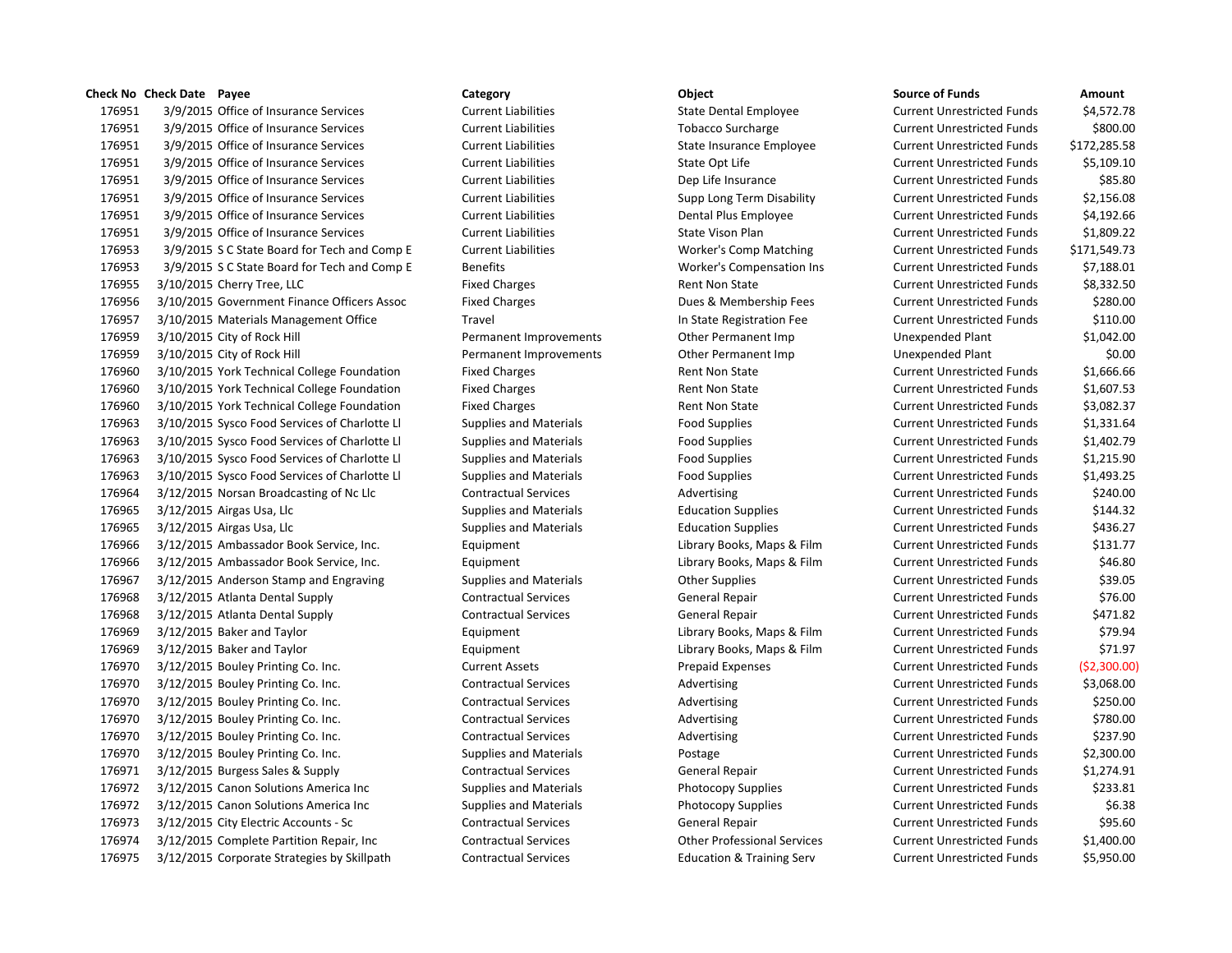| Check No | Check Date | Payee | Category | Object | Source of Funds | Amount |
|---|---|---|---|---|---|---|
| 176951 | 3/9/2015 | Office of Insurance Services | Current Liabilities | State Dental Employee | Current Unrestricted Funds | $4,572.78 |
| 176951 | 3/9/2015 | Office of Insurance Services | Current Liabilities | Tobacco Surcharge | Current Unrestricted Funds | $800.00 |
| 176951 | 3/9/2015 | Office of Insurance Services | Current Liabilities | State Insurance Employee | Current Unrestricted Funds | $172,285.58 |
| 176951 | 3/9/2015 | Office of Insurance Services | Current Liabilities | State Opt Life | Current Unrestricted Funds | $5,109.10 |
| 176951 | 3/9/2015 | Office of Insurance Services | Current Liabilities | Dep Life Insurance | Current Unrestricted Funds | $85.80 |
| 176951 | 3/9/2015 | Office of Insurance Services | Current Liabilities | Supp Long Term Disability | Current Unrestricted Funds | $2,156.08 |
| 176951 | 3/9/2015 | Office of Insurance Services | Current Liabilities | Dental Plus Employee | Current Unrestricted Funds | $4,192.66 |
| 176951 | 3/9/2015 | Office of Insurance Services | Current Liabilities | State Vison Plan | Current Unrestricted Funds | $1,809.22 |
| 176953 | 3/9/2015 | S C State Board for Tech and Comp E | Current Liabilities | Worker's Comp Matching | Current Unrestricted Funds | $171,549.73 |
| 176953 | 3/9/2015 | S C State Board for Tech and Comp E | Benefits | Worker's Compensation Ins | Current Unrestricted Funds | $7,188.01 |
| 176955 | 3/10/2015 | Cherry Tree, LLC | Fixed Charges | Rent Non State | Current Unrestricted Funds | $8,332.50 |
| 176956 | 3/10/2015 | Government Finance Officers Assoc | Fixed Charges | Dues & Membership Fees | Current Unrestricted Funds | $280.00 |
| 176957 | 3/10/2015 | Materials Management Office | Travel | In State Registration Fee | Current Unrestricted Funds | $110.00 |
| 176959 | 3/10/2015 | City of Rock Hill | Permanent Improvements | Other Permanent Imp | Unexpended Plant | $1,042.00 |
| 176959 | 3/10/2015 | City of Rock Hill | Permanent Improvements | Other Permanent Imp | Unexpended Plant | $0.00 |
| 176960 | 3/10/2015 | York Technical College Foundation | Fixed Charges | Rent Non State | Current Unrestricted Funds | $1,666.66 |
| 176960 | 3/10/2015 | York Technical College Foundation | Fixed Charges | Rent Non State | Current Unrestricted Funds | $1,607.53 |
| 176960 | 3/10/2015 | York Technical College Foundation | Fixed Charges | Rent Non State | Current Unrestricted Funds | $3,082.37 |
| 176963 | 3/10/2015 | Sysco Food Services of Charlotte Ll | Supplies and Materials | Food Supplies | Current Unrestricted Funds | $1,331.64 |
| 176963 | 3/10/2015 | Sysco Food Services of Charlotte Ll | Supplies and Materials | Food Supplies | Current Unrestricted Funds | $1,402.79 |
| 176963 | 3/10/2015 | Sysco Food Services of Charlotte Ll | Supplies and Materials | Food Supplies | Current Unrestricted Funds | $1,215.90 |
| 176963 | 3/10/2015 | Sysco Food Services of Charlotte Ll | Supplies and Materials | Food Supplies | Current Unrestricted Funds | $1,493.25 |
| 176964 | 3/12/2015 | Norsan Broadcasting of Nc Llc | Contractual Services | Advertising | Current Unrestricted Funds | $240.00 |
| 176965 | 3/12/2015 | Airgas Usa, Llc | Supplies and Materials | Education Supplies | Current Unrestricted Funds | $144.32 |
| 176965 | 3/12/2015 | Airgas Usa, Llc | Supplies and Materials | Education Supplies | Current Unrestricted Funds | $436.27 |
| 176966 | 3/12/2015 | Ambassador Book Service, Inc. | Equipment | Library Books, Maps & Film | Current Unrestricted Funds | $131.77 |
| 176966 | 3/12/2015 | Ambassador Book Service, Inc. | Equipment | Library Books, Maps & Film | Current Unrestricted Funds | $46.80 |
| 176967 | 3/12/2015 | Anderson Stamp and Engraving | Supplies and Materials | Other Supplies | Current Unrestricted Funds | $39.05 |
| 176968 | 3/12/2015 | Atlanta Dental Supply | Contractual Services | General Repair | Current Unrestricted Funds | $76.00 |
| 176968 | 3/12/2015 | Atlanta Dental Supply | Contractual Services | General Repair | Current Unrestricted Funds | $471.82 |
| 176969 | 3/12/2015 | Baker and Taylor | Equipment | Library Books, Maps & Film | Current Unrestricted Funds | $79.94 |
| 176969 | 3/12/2015 | Baker and Taylor | Equipment | Library Books, Maps & Film | Current Unrestricted Funds | $71.97 |
| 176970 | 3/12/2015 | Bouley Printing Co. Inc. | Current Assets | Prepaid Expenses | Current Unrestricted Funds | ($2,300.00) |
| 176970 | 3/12/2015 | Bouley Printing Co. Inc. | Contractual Services | Advertising | Current Unrestricted Funds | $3,068.00 |
| 176970 | 3/12/2015 | Bouley Printing Co. Inc. | Contractual Services | Advertising | Current Unrestricted Funds | $250.00 |
| 176970 | 3/12/2015 | Bouley Printing Co. Inc. | Contractual Services | Advertising | Current Unrestricted Funds | $780.00 |
| 176970 | 3/12/2015 | Bouley Printing Co. Inc. | Contractual Services | Advertising | Current Unrestricted Funds | $237.90 |
| 176970 | 3/12/2015 | Bouley Printing Co. Inc. | Supplies and Materials | Postage | Current Unrestricted Funds | $2,300.00 |
| 176971 | 3/12/2015 | Burgess Sales & Supply | Contractual Services | General Repair | Current Unrestricted Funds | $1,274.91 |
| 176972 | 3/12/2015 | Canon Solutions America Inc | Supplies and Materials | Photocopy Supplies | Current Unrestricted Funds | $233.81 |
| 176972 | 3/12/2015 | Canon Solutions America Inc | Supplies and Materials | Photocopy Supplies | Current Unrestricted Funds | $6.38 |
| 176973 | 3/12/2015 | City Electric Accounts - Sc | Contractual Services | General Repair | Current Unrestricted Funds | $95.60 |
| 176974 | 3/12/2015 | Complete Partition Repair, Inc | Contractual Services | Other Professional Services | Current Unrestricted Funds | $1,400.00 |
| 176975 | 3/12/2015 | Corporate Strategies by Skillpath | Contractual Services | Education & Training Serv | Current Unrestricted Funds | $5,950.00 |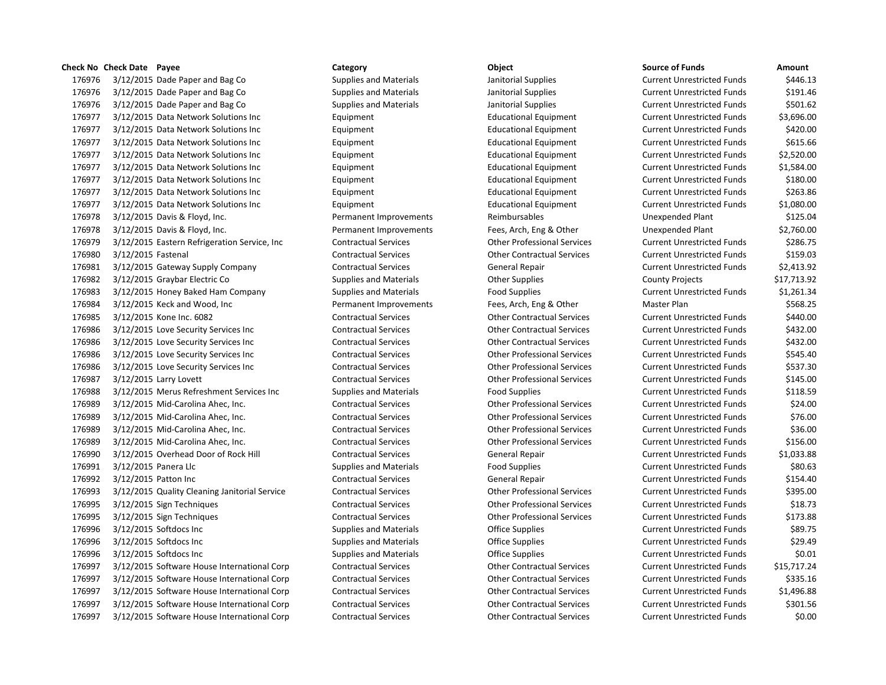| Check No | Check Date | Payee | Category | Object | Source of Funds | Amount |
|---|---|---|---|---|---|---|
| 176976 | 3/12/2015 | Dade Paper and Bag Co | Supplies and Materials | Janitorial Supplies | Current Unrestricted Funds | $446.13 |
| 176976 | 3/12/2015 | Dade Paper and Bag Co | Supplies and Materials | Janitorial Supplies | Current Unrestricted Funds | $191.46 |
| 176976 | 3/12/2015 | Dade Paper and Bag Co | Supplies and Materials | Janitorial Supplies | Current Unrestricted Funds | $501.62 |
| 176977 | 3/12/2015 | Data Network Solutions Inc | Equipment | Educational Equipment | Current Unrestricted Funds | $3,696.00 |
| 176977 | 3/12/2015 | Data Network Solutions Inc | Equipment | Educational Equipment | Current Unrestricted Funds | $420.00 |
| 176977 | 3/12/2015 | Data Network Solutions Inc | Equipment | Educational Equipment | Current Unrestricted Funds | $615.66 |
| 176977 | 3/12/2015 | Data Network Solutions Inc | Equipment | Educational Equipment | Current Unrestricted Funds | $2,520.00 |
| 176977 | 3/12/2015 | Data Network Solutions Inc | Equipment | Educational Equipment | Current Unrestricted Funds | $1,584.00 |
| 176977 | 3/12/2015 | Data Network Solutions Inc | Equipment | Educational Equipment | Current Unrestricted Funds | $180.00 |
| 176977 | 3/12/2015 | Data Network Solutions Inc | Equipment | Educational Equipment | Current Unrestricted Funds | $263.86 |
| 176977 | 3/12/2015 | Data Network Solutions Inc | Equipment | Educational Equipment | Current Unrestricted Funds | $1,080.00 |
| 176978 | 3/12/2015 | Davis & Floyd, Inc. | Permanent Improvements | Reimbursables | Unexpended Plant | $125.04 |
| 176978 | 3/12/2015 | Davis & Floyd, Inc. | Permanent Improvements | Fees, Arch, Eng & Other | Unexpended Plant | $2,760.00 |
| 176979 | 3/12/2015 | Eastern Refrigeration Service, Inc | Contractual Services | Other Professional Services | Current Unrestricted Funds | $286.75 |
| 176980 | 3/12/2015 | Fastenal | Contractual Services | Other Contractual Services | Current Unrestricted Funds | $159.03 |
| 176981 | 3/12/2015 | Gateway Supply Company | Contractual Services | General Repair | Current Unrestricted Funds | $2,413.92 |
| 176982 | 3/12/2015 | Graybar Electric Co | Supplies and Materials | Other Supplies | County Projects | $17,713.92 |
| 176983 | 3/12/2015 | Honey Baked Ham Company | Supplies and Materials | Food Supplies | Current Unrestricted Funds | $1,261.34 |
| 176984 | 3/12/2015 | Keck and Wood, Inc | Permanent Improvements | Fees, Arch, Eng & Other | Master Plan | $568.25 |
| 176985 | 3/12/2015 | Kone Inc. 6082 | Contractual Services | Other Contractual Services | Current Unrestricted Funds | $440.00 |
| 176986 | 3/12/2015 | Love Security Services Inc | Contractual Services | Other Contractual Services | Current Unrestricted Funds | $432.00 |
| 176986 | 3/12/2015 | Love Security Services Inc | Contractual Services | Other Contractual Services | Current Unrestricted Funds | $432.00 |
| 176986 | 3/12/2015 | Love Security Services Inc | Contractual Services | Other Professional Services | Current Unrestricted Funds | $545.40 |
| 176986 | 3/12/2015 | Love Security Services Inc | Contractual Services | Other Professional Services | Current Unrestricted Funds | $537.30 |
| 176987 | 3/12/2015 | Larry Lovett | Contractual Services | Other Professional Services | Current Unrestricted Funds | $145.00 |
| 176988 | 3/12/2015 | Merus Refreshment Services Inc | Supplies and Materials | Food Supplies | Current Unrestricted Funds | $118.59 |
| 176989 | 3/12/2015 | Mid-Carolina Ahec, Inc. | Contractual Services | Other Professional Services | Current Unrestricted Funds | $24.00 |
| 176989 | 3/12/2015 | Mid-Carolina Ahec, Inc. | Contractual Services | Other Professional Services | Current Unrestricted Funds | $76.00 |
| 176989 | 3/12/2015 | Mid-Carolina Ahec, Inc. | Contractual Services | Other Professional Services | Current Unrestricted Funds | $36.00 |
| 176989 | 3/12/2015 | Mid-Carolina Ahec, Inc. | Contractual Services | Other Professional Services | Current Unrestricted Funds | $156.00 |
| 176990 | 3/12/2015 | Overhead Door of Rock Hill | Contractual Services | General Repair | Current Unrestricted Funds | $1,033.88 |
| 176991 | 3/12/2015 | Panera Llc | Supplies and Materials | Food Supplies | Current Unrestricted Funds | $80.63 |
| 176992 | 3/12/2015 | Patton Inc | Contractual Services | General Repair | Current Unrestricted Funds | $154.40 |
| 176993 | 3/12/2015 | Quality Cleaning Janitorial Service | Contractual Services | Other Professional Services | Current Unrestricted Funds | $395.00 |
| 176995 | 3/12/2015 | Sign Techniques | Contractual Services | Other Professional Services | Current Unrestricted Funds | $18.73 |
| 176995 | 3/12/2015 | Sign Techniques | Contractual Services | Other Professional Services | Current Unrestricted Funds | $173.88 |
| 176996 | 3/12/2015 | Softdocs Inc | Supplies and Materials | Office Supplies | Current Unrestricted Funds | $89.75 |
| 176996 | 3/12/2015 | Softdocs Inc | Supplies and Materials | Office Supplies | Current Unrestricted Funds | $29.49 |
| 176996 | 3/12/2015 | Softdocs Inc | Supplies and Materials | Office Supplies | Current Unrestricted Funds | $0.01 |
| 176997 | 3/12/2015 | Software House International Corp | Contractual Services | Other Contractual Services | Current Unrestricted Funds | $15,717.24 |
| 176997 | 3/12/2015 | Software House International Corp | Contractual Services | Other Contractual Services | Current Unrestricted Funds | $335.16 |
| 176997 | 3/12/2015 | Software House International Corp | Contractual Services | Other Contractual Services | Current Unrestricted Funds | $1,496.88 |
| 176997 | 3/12/2015 | Software House International Corp | Contractual Services | Other Contractual Services | Current Unrestricted Funds | $301.56 |
| 176997 | 3/12/2015 | Software House International Corp | Contractual Services | Other Contractual Services | Current Unrestricted Funds | $0.00 |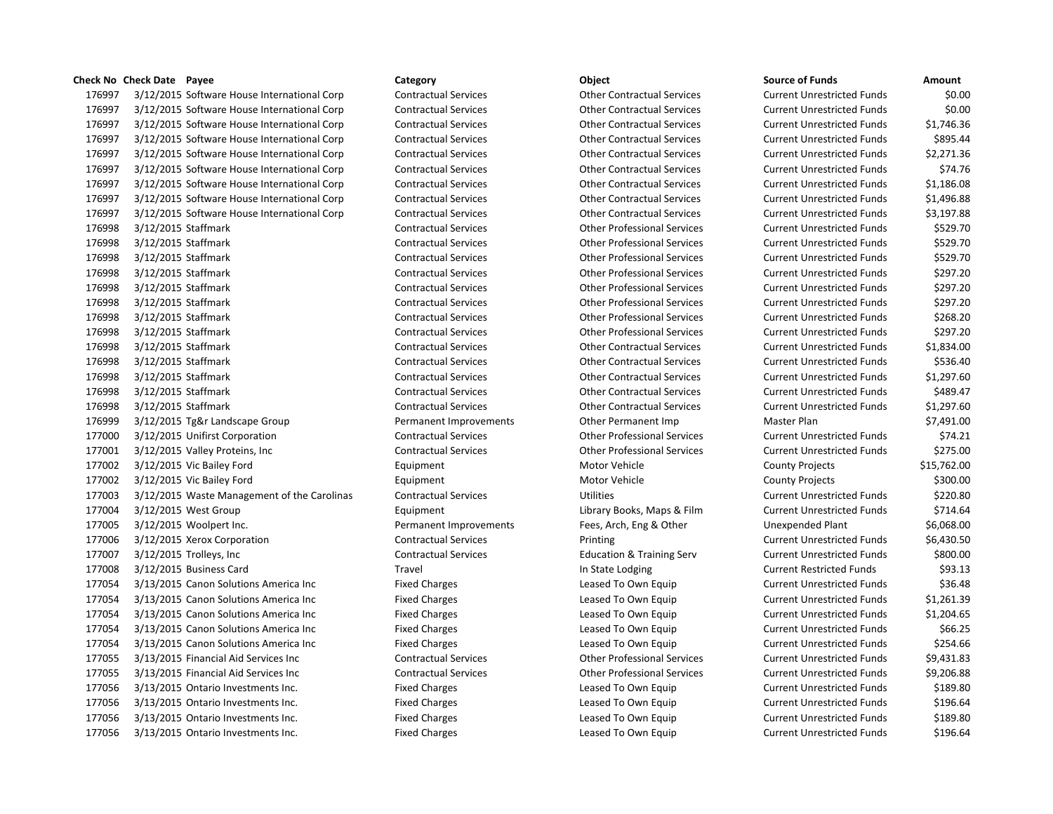| Check No | Check Date | Payee | Category | Object | Source of Funds | Amount |
|---|---|---|---|---|---|---|
| 176997 | 3/12/2015 | Software House International Corp | Contractual Services | Other Contractual Services | Current Unrestricted Funds | $0.00 |
| 176997 | 3/12/2015 | Software House International Corp | Contractual Services | Other Contractual Services | Current Unrestricted Funds | $0.00 |
| 176997 | 3/12/2015 | Software House International Corp | Contractual Services | Other Contractual Services | Current Unrestricted Funds | $1,746.36 |
| 176997 | 3/12/2015 | Software House International Corp | Contractual Services | Other Contractual Services | Current Unrestricted Funds | $895.44 |
| 176997 | 3/12/2015 | Software House International Corp | Contractual Services | Other Contractual Services | Current Unrestricted Funds | $2,271.36 |
| 176997 | 3/12/2015 | Software House International Corp | Contractual Services | Other Contractual Services | Current Unrestricted Funds | $74.76 |
| 176997 | 3/12/2015 | Software House International Corp | Contractual Services | Other Contractual Services | Current Unrestricted Funds | $1,186.08 |
| 176997 | 3/12/2015 | Software House International Corp | Contractual Services | Other Contractual Services | Current Unrestricted Funds | $1,496.88 |
| 176997 | 3/12/2015 | Software House International Corp | Contractual Services | Other Contractual Services | Current Unrestricted Funds | $3,197.88 |
| 176998 | 3/12/2015 | Staffmark | Contractual Services | Other Professional Services | Current Unrestricted Funds | $529.70 |
| 176998 | 3/12/2015 | Staffmark | Contractual Services | Other Professional Services | Current Unrestricted Funds | $529.70 |
| 176998 | 3/12/2015 | Staffmark | Contractual Services | Other Professional Services | Current Unrestricted Funds | $529.70 |
| 176998 | 3/12/2015 | Staffmark | Contractual Services | Other Professional Services | Current Unrestricted Funds | $297.20 |
| 176998 | 3/12/2015 | Staffmark | Contractual Services | Other Professional Services | Current Unrestricted Funds | $297.20 |
| 176998 | 3/12/2015 | Staffmark | Contractual Services | Other Professional Services | Current Unrestricted Funds | $297.20 |
| 176998 | 3/12/2015 | Staffmark | Contractual Services | Other Professional Services | Current Unrestricted Funds | $268.20 |
| 176998 | 3/12/2015 | Staffmark | Contractual Services | Other Professional Services | Current Unrestricted Funds | $297.20 |
| 176998 | 3/12/2015 | Staffmark | Contractual Services | Other Contractual Services | Current Unrestricted Funds | $1,834.00 |
| 176998 | 3/12/2015 | Staffmark | Contractual Services | Other Contractual Services | Current Unrestricted Funds | $536.40 |
| 176998 | 3/12/2015 | Staffmark | Contractual Services | Other Contractual Services | Current Unrestricted Funds | $1,297.60 |
| 176998 | 3/12/2015 | Staffmark | Contractual Services | Other Contractual Services | Current Unrestricted Funds | $489.47 |
| 176998 | 3/12/2015 | Staffmark | Contractual Services | Other Contractual Services | Current Unrestricted Funds | $1,297.60 |
| 176999 | 3/12/2015 | Tg&r Landscape Group | Permanent Improvements | Other Permanent Imp | Master Plan | $7,491.00 |
| 177000 | 3/12/2015 | Unifirst Corporation | Contractual Services | Other Professional Services | Current Unrestricted Funds | $74.21 |
| 177001 | 3/12/2015 | Valley Proteins, Inc | Contractual Services | Other Professional Services | Current Unrestricted Funds | $275.00 |
| 177002 | 3/12/2015 | Vic Bailey Ford | Equipment | Motor Vehicle | County Projects | $15,762.00 |
| 177002 | 3/12/2015 | Vic Bailey Ford | Equipment | Motor Vehicle | County Projects | $300.00 |
| 177003 | 3/12/2015 | Waste Management of the Carolinas | Contractual Services | Utilities | Current Unrestricted Funds | $220.80 |
| 177004 | 3/12/2015 | West Group | Equipment | Library Books, Maps & Film | Current Unrestricted Funds | $714.64 |
| 177005 | 3/12/2015 | Woolpert Inc. | Permanent Improvements | Fees, Arch, Eng & Other | Unexpended Plant | $6,068.00 |
| 177006 | 3/12/2015 | Xerox Corporation | Contractual Services | Printing | Current Unrestricted Funds | $6,430.50 |
| 177007 | 3/12/2015 | Trolleys, Inc | Contractual Services | Education & Training Serv | Current Unrestricted Funds | $800.00 |
| 177008 | 3/12/2015 | Business Card | Travel | In State Lodging | Current Restricted Funds | $93.13 |
| 177054 | 3/13/2015 | Canon Solutions America Inc | Fixed Charges | Leased To Own Equip | Current Unrestricted Funds | $36.48 |
| 177054 | 3/13/2015 | Canon Solutions America Inc | Fixed Charges | Leased To Own Equip | Current Unrestricted Funds | $1,261.39 |
| 177054 | 3/13/2015 | Canon Solutions America Inc | Fixed Charges | Leased To Own Equip | Current Unrestricted Funds | $1,204.65 |
| 177054 | 3/13/2015 | Canon Solutions America Inc | Fixed Charges | Leased To Own Equip | Current Unrestricted Funds | $66.25 |
| 177054 | 3/13/2015 | Canon Solutions America Inc | Fixed Charges | Leased To Own Equip | Current Unrestricted Funds | $254.66 |
| 177055 | 3/13/2015 | Financial Aid Services Inc | Contractual Services | Other Professional Services | Current Unrestricted Funds | $9,431.83 |
| 177055 | 3/13/2015 | Financial Aid Services Inc | Contractual Services | Other Professional Services | Current Unrestricted Funds | $9,206.88 |
| 177056 | 3/13/2015 | Ontario Investments Inc. | Fixed Charges | Leased To Own Equip | Current Unrestricted Funds | $189.80 |
| 177056 | 3/13/2015 | Ontario Investments Inc. | Fixed Charges | Leased To Own Equip | Current Unrestricted Funds | $196.64 |
| 177056 | 3/13/2015 | Ontario Investments Inc. | Fixed Charges | Leased To Own Equip | Current Unrestricted Funds | $189.80 |
| 177056 | 3/13/2015 | Ontario Investments Inc. | Fixed Charges | Leased To Own Equip | Current Unrestricted Funds | $196.64 |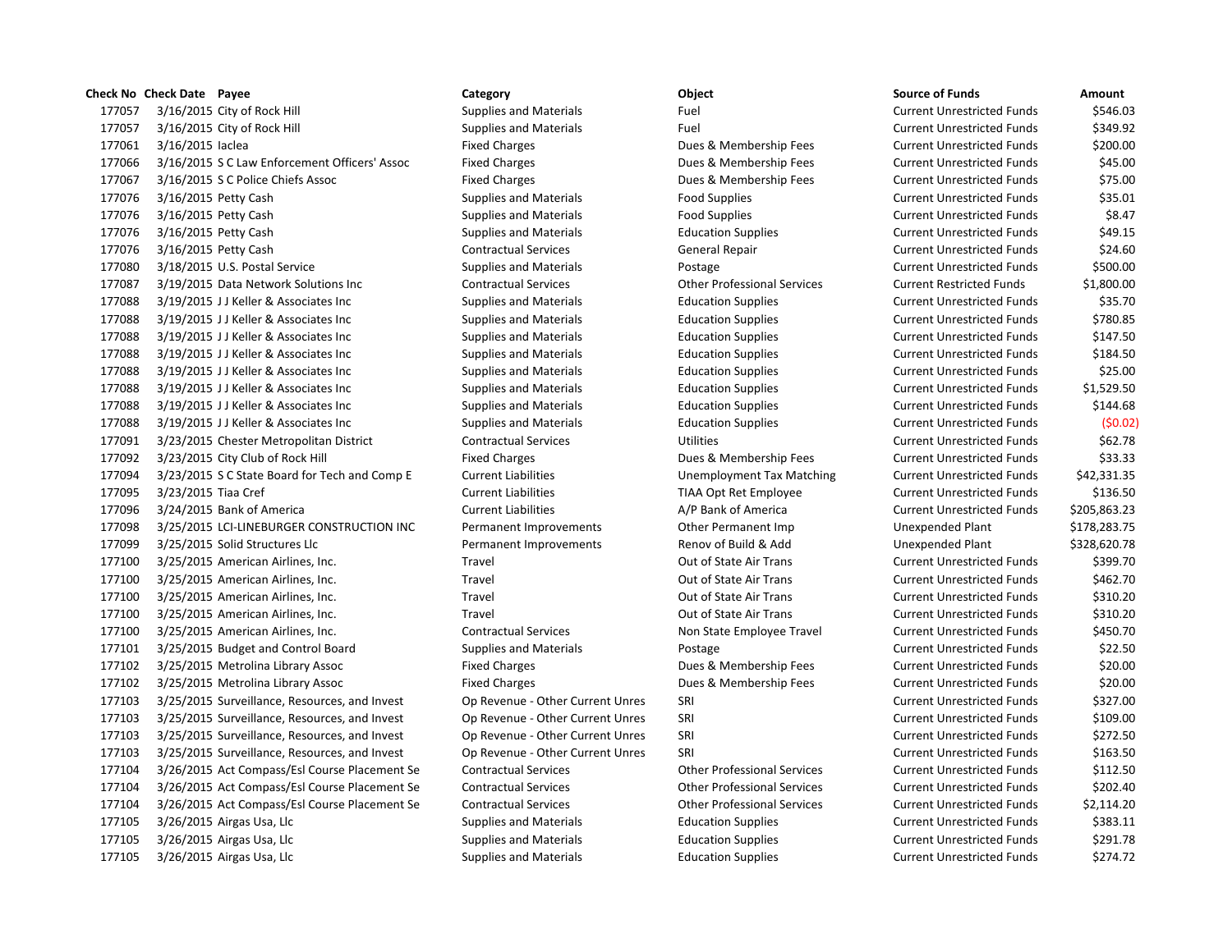| Check No | Check Date | Payee | Category | Object | Source of Funds | Amount |
|---|---|---|---|---|---|---|
| 177057 | 3/16/2015 | City of Rock Hill | Supplies and Materials | Fuel | Current Unrestricted Funds | $546.03 |
| 177057 | 3/16/2015 | City of Rock Hill | Supplies and Materials | Fuel | Current Unrestricted Funds | $349.92 |
| 177061 | 3/16/2015 | Iaclea | Fixed Charges | Dues & Membership Fees | Current Unrestricted Funds | $200.00 |
| 177066 | 3/16/2015 | S C Law Enforcement Officers' Assoc | Fixed Charges | Dues & Membership Fees | Current Unrestricted Funds | $45.00 |
| 177067 | 3/16/2015 | S C Police Chiefs Assoc | Fixed Charges | Dues & Membership Fees | Current Unrestricted Funds | $75.00 |
| 177076 | 3/16/2015 | Petty Cash | Supplies and Materials | Food Supplies | Current Unrestricted Funds | $35.01 |
| 177076 | 3/16/2015 | Petty Cash | Supplies and Materials | Food Supplies | Current Unrestricted Funds | $8.47 |
| 177076 | 3/16/2015 | Petty Cash | Supplies and Materials | Education Supplies | Current Unrestricted Funds | $49.15 |
| 177076 | 3/16/2015 | Petty Cash | Contractual Services | General Repair | Current Unrestricted Funds | $24.60 |
| 177080 | 3/18/2015 | U.S. Postal Service | Supplies and Materials | Postage | Current Unrestricted Funds | $500.00 |
| 177087 | 3/19/2015 | Data Network Solutions Inc | Contractual Services | Other Professional Services | Current Restricted Funds | $1,800.00 |
| 177088 | 3/19/2015 | J J Keller & Associates Inc | Supplies and Materials | Education Supplies | Current Unrestricted Funds | $35.70 |
| 177088 | 3/19/2015 | J J Keller & Associates Inc | Supplies and Materials | Education Supplies | Current Unrestricted Funds | $780.85 |
| 177088 | 3/19/2015 | J J Keller & Associates Inc | Supplies and Materials | Education Supplies | Current Unrestricted Funds | $147.50 |
| 177088 | 3/19/2015 | J J Keller & Associates Inc | Supplies and Materials | Education Supplies | Current Unrestricted Funds | $184.50 |
| 177088 | 3/19/2015 | J J Keller & Associates Inc | Supplies and Materials | Education Supplies | Current Unrestricted Funds | $25.00 |
| 177088 | 3/19/2015 | J J Keller & Associates Inc | Supplies and Materials | Education Supplies | Current Unrestricted Funds | $1,529.50 |
| 177088 | 3/19/2015 | J J Keller & Associates Inc | Supplies and Materials | Education Supplies | Current Unrestricted Funds | $144.68 |
| 177088 | 3/19/2015 | J J Keller & Associates Inc | Supplies and Materials | Education Supplies | Current Unrestricted Funds | ($0.02) |
| 177091 | 3/23/2015 | Chester Metropolitan District | Contractual Services | Utilities | Current Unrestricted Funds | $62.78 |
| 177092 | 3/23/2015 | City Club of Rock Hill | Fixed Charges | Dues & Membership Fees | Current Unrestricted Funds | $33.33 |
| 177094 | 3/23/2015 | S C State Board for Tech and Comp E | Current Liabilities | Unemployment Tax Matching | Current Unrestricted Funds | $42,331.35 |
| 177095 | 3/23/2015 | Tiaa Cref | Current Liabilities | TIAA Opt Ret Employee | Current Unrestricted Funds | $136.50 |
| 177096 | 3/24/2015 | Bank of America | Current Liabilities | A/P Bank of America | Current Unrestricted Funds | $205,863.23 |
| 177098 | 3/25/2015 | LCI-LINEBURGER CONSTRUCTION INC | Permanent Improvements | Other Permanent Imp | Unexpended Plant | $178,283.75 |
| 177099 | 3/25/2015 | Solid Structures Llc | Permanent Improvements | Renov of Build & Add | Unexpended Plant | $328,620.78 |
| 177100 | 3/25/2015 | American Airlines, Inc. | Travel | Out of State Air Trans | Current Unrestricted Funds | $399.70 |
| 177100 | 3/25/2015 | American Airlines, Inc. | Travel | Out of State Air Trans | Current Unrestricted Funds | $462.70 |
| 177100 | 3/25/2015 | American Airlines, Inc. | Travel | Out of State Air Trans | Current Unrestricted Funds | $310.20 |
| 177100 | 3/25/2015 | American Airlines, Inc. | Travel | Out of State Air Trans | Current Unrestricted Funds | $310.20 |
| 177100 | 3/25/2015 | American Airlines, Inc. | Contractual Services | Non State Employee Travel | Current Unrestricted Funds | $450.70 |
| 177101 | 3/25/2015 | Budget and Control Board | Supplies and Materials | Postage | Current Unrestricted Funds | $22.50 |
| 177102 | 3/25/2015 | Metrolina Library Assoc | Fixed Charges | Dues & Membership Fees | Current Unrestricted Funds | $20.00 |
| 177102 | 3/25/2015 | Metrolina Library Assoc | Fixed Charges | Dues & Membership Fees | Current Unrestricted Funds | $20.00 |
| 177103 | 3/25/2015 | Surveillance, Resources, and Invest | Op Revenue - Other Current Unres | SRI | Current Unrestricted Funds | $327.00 |
| 177103 | 3/25/2015 | Surveillance, Resources, and Invest | Op Revenue - Other Current Unres | SRI | Current Unrestricted Funds | $109.00 |
| 177103 | 3/25/2015 | Surveillance, Resources, and Invest | Op Revenue - Other Current Unres | SRI | Current Unrestricted Funds | $272.50 |
| 177103 | 3/25/2015 | Surveillance, Resources, and Invest | Op Revenue - Other Current Unres | SRI | Current Unrestricted Funds | $163.50 |
| 177104 | 3/26/2015 | Act Compass/Esl Course Placement Se | Contractual Services | Other Professional Services | Current Unrestricted Funds | $112.50 |
| 177104 | 3/26/2015 | Act Compass/Esl Course Placement Se | Contractual Services | Other Professional Services | Current Unrestricted Funds | $202.40 |
| 177104 | 3/26/2015 | Act Compass/Esl Course Placement Se | Contractual Services | Other Professional Services | Current Unrestricted Funds | $2,114.20 |
| 177105 | 3/26/2015 | Airgas Usa, Llc | Supplies and Materials | Education Supplies | Current Unrestricted Funds | $383.11 |
| 177105 | 3/26/2015 | Airgas Usa, Llc | Supplies and Materials | Education Supplies | Current Unrestricted Funds | $291.78 |
| 177105 | 3/26/2015 | Airgas Usa, Llc | Supplies and Materials | Education Supplies | Current Unrestricted Funds | $274.72 |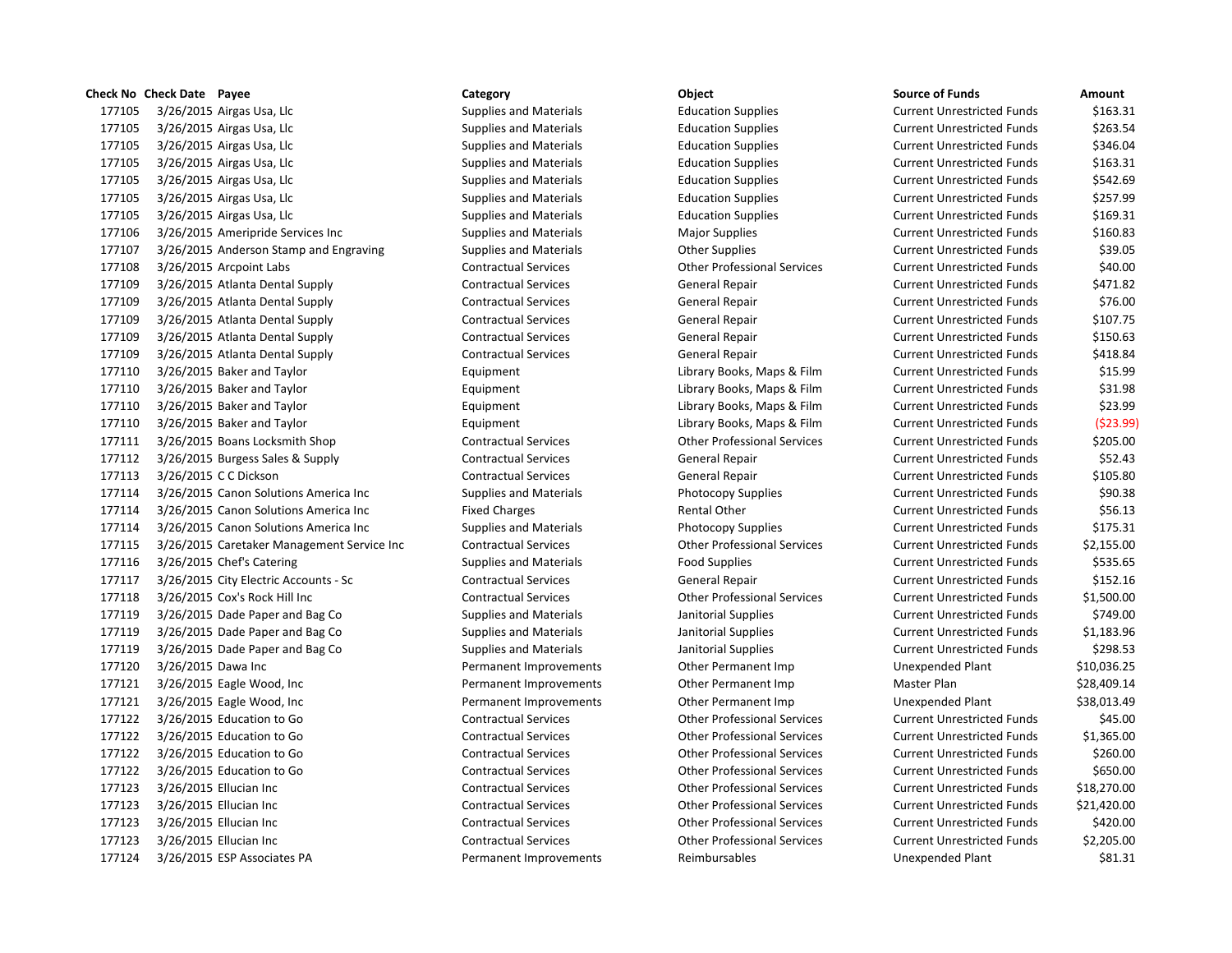| Check No | Check Date | Payee | Category | Object | Source of Funds | Amount |
|---|---|---|---|---|---|---|
| 177105 | 3/26/2015 | Airgas Usa, Llc | Supplies and Materials | Education Supplies | Current Unrestricted Funds | $163.31 |
| 177105 | 3/26/2015 | Airgas Usa, Llc | Supplies and Materials | Education Supplies | Current Unrestricted Funds | $263.54 |
| 177105 | 3/26/2015 | Airgas Usa, Llc | Supplies and Materials | Education Supplies | Current Unrestricted Funds | $346.04 |
| 177105 | 3/26/2015 | Airgas Usa, Llc | Supplies and Materials | Education Supplies | Current Unrestricted Funds | $163.31 |
| 177105 | 3/26/2015 | Airgas Usa, Llc | Supplies and Materials | Education Supplies | Current Unrestricted Funds | $542.69 |
| 177105 | 3/26/2015 | Airgas Usa, Llc | Supplies and Materials | Education Supplies | Current Unrestricted Funds | $257.99 |
| 177105 | 3/26/2015 | Airgas Usa, Llc | Supplies and Materials | Education Supplies | Current Unrestricted Funds | $169.31 |
| 177106 | 3/26/2015 | Ameripride Services Inc | Supplies and Materials | Major Supplies | Current Unrestricted Funds | $160.83 |
| 177107 | 3/26/2015 | Anderson Stamp and Engraving | Supplies and Materials | Other Supplies | Current Unrestricted Funds | $39.05 |
| 177108 | 3/26/2015 | Arcpoint Labs | Contractual Services | Other Professional Services | Current Unrestricted Funds | $40.00 |
| 177109 | 3/26/2015 | Atlanta Dental Supply | Contractual Services | General Repair | Current Unrestricted Funds | $471.82 |
| 177109 | 3/26/2015 | Atlanta Dental Supply | Contractual Services | General Repair | Current Unrestricted Funds | $76.00 |
| 177109 | 3/26/2015 | Atlanta Dental Supply | Contractual Services | General Repair | Current Unrestricted Funds | $107.75 |
| 177109 | 3/26/2015 | Atlanta Dental Supply | Contractual Services | General Repair | Current Unrestricted Funds | $150.63 |
| 177109 | 3/26/2015 | Atlanta Dental Supply | Contractual Services | General Repair | Current Unrestricted Funds | $418.84 |
| 177110 | 3/26/2015 | Baker and Taylor | Equipment | Library Books, Maps & Film | Current Unrestricted Funds | $15.99 |
| 177110 | 3/26/2015 | Baker and Taylor | Equipment | Library Books, Maps & Film | Current Unrestricted Funds | $31.98 |
| 177110 | 3/26/2015 | Baker and Taylor | Equipment | Library Books, Maps & Film | Current Unrestricted Funds | $23.99 |
| 177110 | 3/26/2015 | Baker and Taylor | Equipment | Library Books, Maps & Film | Current Unrestricted Funds | ($23.99) |
| 177111 | 3/26/2015 | Boans Locksmith Shop | Contractual Services | Other Professional Services | Current Unrestricted Funds | $205.00 |
| 177112 | 3/26/2015 | Burgess Sales & Supply | Contractual Services | General Repair | Current Unrestricted Funds | $52.43 |
| 177113 | 3/26/2015 | C C Dickson | Contractual Services | General Repair | Current Unrestricted Funds | $105.80 |
| 177114 | 3/26/2015 | Canon Solutions America Inc | Supplies and Materials | Photocopy Supplies | Current Unrestricted Funds | $90.38 |
| 177114 | 3/26/2015 | Canon Solutions America Inc | Fixed Charges | Rental Other | Current Unrestricted Funds | $56.13 |
| 177114 | 3/26/2015 | Canon Solutions America Inc | Supplies and Materials | Photocopy Supplies | Current Unrestricted Funds | $175.31 |
| 177115 | 3/26/2015 | Caretaker Management Service Inc | Contractual Services | Other Professional Services | Current Unrestricted Funds | $2,155.00 |
| 177116 | 3/26/2015 | Chef's Catering | Supplies and Materials | Food Supplies | Current Unrestricted Funds | $535.65 |
| 177117 | 3/26/2015 | City Electric Accounts - Sc | Contractual Services | General Repair | Current Unrestricted Funds | $152.16 |
| 177118 | 3/26/2015 | Cox's Rock Hill Inc | Contractual Services | Other Professional Services | Current Unrestricted Funds | $1,500.00 |
| 177119 | 3/26/2015 | Dade Paper and Bag Co | Supplies and Materials | Janitorial Supplies | Current Unrestricted Funds | $749.00 |
| 177119 | 3/26/2015 | Dade Paper and Bag Co | Supplies and Materials | Janitorial Supplies | Current Unrestricted Funds | $1,183.96 |
| 177119 | 3/26/2015 | Dade Paper and Bag Co | Supplies and Materials | Janitorial Supplies | Current Unrestricted Funds | $298.53 |
| 177120 | 3/26/2015 | Dawa Inc | Permanent Improvements | Other Permanent Imp | Unexpended Plant | $10,036.25 |
| 177121 | 3/26/2015 | Eagle Wood, Inc | Permanent Improvements | Other Permanent Imp | Master Plan | $28,409.14 |
| 177121 | 3/26/2015 | Eagle Wood, Inc | Permanent Improvements | Other Permanent Imp | Unexpended Plant | $38,013.49 |
| 177122 | 3/26/2015 | Education to Go | Contractual Services | Other Professional Services | Current Unrestricted Funds | $45.00 |
| 177122 | 3/26/2015 | Education to Go | Contractual Services | Other Professional Services | Current Unrestricted Funds | $1,365.00 |
| 177122 | 3/26/2015 | Education to Go | Contractual Services | Other Professional Services | Current Unrestricted Funds | $260.00 |
| 177122 | 3/26/2015 | Education to Go | Contractual Services | Other Professional Services | Current Unrestricted Funds | $650.00 |
| 177123 | 3/26/2015 | Ellucian Inc | Contractual Services | Other Professional Services | Current Unrestricted Funds | $18,270.00 |
| 177123 | 3/26/2015 | Ellucian Inc | Contractual Services | Other Professional Services | Current Unrestricted Funds | $21,420.00 |
| 177123 | 3/26/2015 | Ellucian Inc | Contractual Services | Other Professional Services | Current Unrestricted Funds | $420.00 |
| 177123 | 3/26/2015 | Ellucian Inc | Contractual Services | Other Professional Services | Current Unrestricted Funds | $2,205.00 |
| 177124 | 3/26/2015 | ESP Associates PA | Permanent Improvements | Reimbursables | Unexpended Plant | $81.31 |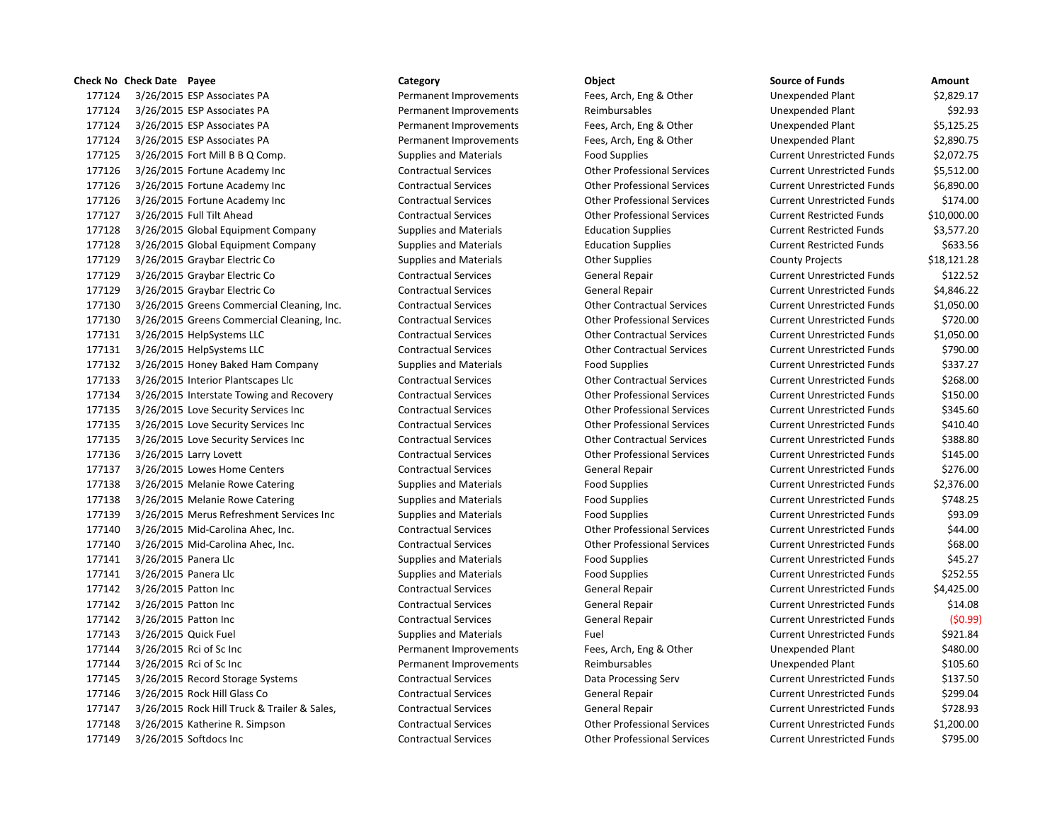| Check No | Check Date | Payee | Category | Object | Source of Funds | Amount |
|---|---|---|---|---|---|---|
| 177124 | 3/26/2015 | ESP Associates PA | Permanent Improvements | Fees, Arch, Eng & Other | Unexpended Plant | $2,829.17 |
| 177124 | 3/26/2015 | ESP Associates PA | Permanent Improvements | Reimbursables | Unexpended Plant | $92.93 |
| 177124 | 3/26/2015 | ESP Associates PA | Permanent Improvements | Fees, Arch, Eng & Other | Unexpended Plant | $5,125.25 |
| 177124 | 3/26/2015 | ESP Associates PA | Permanent Improvements | Fees, Arch, Eng & Other | Unexpended Plant | $2,890.75 |
| 177125 | 3/26/2015 | Fort Mill B B Q Comp. | Supplies and Materials | Food Supplies | Current Unrestricted Funds | $2,072.75 |
| 177126 | 3/26/2015 | Fortune Academy Inc | Contractual Services | Other Professional Services | Current Unrestricted Funds | $5,512.00 |
| 177126 | 3/26/2015 | Fortune Academy Inc | Contractual Services | Other Professional Services | Current Unrestricted Funds | $6,890.00 |
| 177126 | 3/26/2015 | Fortune Academy Inc | Contractual Services | Other Professional Services | Current Unrestricted Funds | $174.00 |
| 177127 | 3/26/2015 | Full Tilt Ahead | Contractual Services | Other Professional Services | Current Restricted Funds | $10,000.00 |
| 177128 | 3/26/2015 | Global Equipment Company | Supplies and Materials | Education Supplies | Current Restricted Funds | $3,577.20 |
| 177128 | 3/26/2015 | Global Equipment Company | Supplies and Materials | Education Supplies | Current Restricted Funds | $633.56 |
| 177129 | 3/26/2015 | Graybar Electric Co | Supplies and Materials | Other Supplies | County Projects | $18,121.28 |
| 177129 | 3/26/2015 | Graybar Electric Co | Contractual Services | General Repair | Current Unrestricted Funds | $122.52 |
| 177129 | 3/26/2015 | Graybar Electric Co | Contractual Services | General Repair | Current Unrestricted Funds | $4,846.22 |
| 177130 | 3/26/2015 | Greens Commercial Cleaning, Inc. | Contractual Services | Other Contractual Services | Current Unrestricted Funds | $1,050.00 |
| 177130 | 3/26/2015 | Greens Commercial Cleaning, Inc. | Contractual Services | Other Professional Services | Current Unrestricted Funds | $720.00 |
| 177131 | 3/26/2015 | HelpSystems LLC | Contractual Services | Other Contractual Services | Current Unrestricted Funds | $1,050.00 |
| 177131 | 3/26/2015 | HelpSystems LLC | Contractual Services | Other Contractual Services | Current Unrestricted Funds | $790.00 |
| 177132 | 3/26/2015 | Honey Baked Ham Company | Supplies and Materials | Food Supplies | Current Unrestricted Funds | $337.27 |
| 177133 | 3/26/2015 | Interior Plantscapes Llc | Contractual Services | Other Contractual Services | Current Unrestricted Funds | $268.00 |
| 177134 | 3/26/2015 | Interstate Towing and Recovery | Contractual Services | Other Professional Services | Current Unrestricted Funds | $150.00 |
| 177135 | 3/26/2015 | Love Security Services Inc | Contractual Services | Other Professional Services | Current Unrestricted Funds | $345.60 |
| 177135 | 3/26/2015 | Love Security Services Inc | Contractual Services | Other Professional Services | Current Unrestricted Funds | $410.40 |
| 177135 | 3/26/2015 | Love Security Services Inc | Contractual Services | Other Contractual Services | Current Unrestricted Funds | $388.80 |
| 177136 | 3/26/2015 | Larry Lovett | Contractual Services | Other Professional Services | Current Unrestricted Funds | $145.00 |
| 177137 | 3/26/2015 | Lowes Home Centers | Contractual Services | General Repair | Current Unrestricted Funds | $276.00 |
| 177138 | 3/26/2015 | Melanie Rowe Catering | Supplies and Materials | Food Supplies | Current Unrestricted Funds | $2,376.00 |
| 177138 | 3/26/2015 | Melanie Rowe Catering | Supplies and Materials | Food Supplies | Current Unrestricted Funds | $748.25 |
| 177139 | 3/26/2015 | Merus Refreshment Services Inc | Supplies and Materials | Food Supplies | Current Unrestricted Funds | $93.09 |
| 177140 | 3/26/2015 | Mid-Carolina Ahec, Inc. | Contractual Services | Other Professional Services | Current Unrestricted Funds | $44.00 |
| 177140 | 3/26/2015 | Mid-Carolina Ahec, Inc. | Contractual Services | Other Professional Services | Current Unrestricted Funds | $68.00 |
| 177141 | 3/26/2015 | Panera Llc | Supplies and Materials | Food Supplies | Current Unrestricted Funds | $45.27 |
| 177141 | 3/26/2015 | Panera Llc | Supplies and Materials | Food Supplies | Current Unrestricted Funds | $252.55 |
| 177142 | 3/26/2015 | Patton Inc | Contractual Services | General Repair | Current Unrestricted Funds | $4,425.00 |
| 177142 | 3/26/2015 | Patton Inc | Contractual Services | General Repair | Current Unrestricted Funds | $14.08 |
| 177142 | 3/26/2015 | Patton Inc | Contractual Services | General Repair | Current Unrestricted Funds | ($0.99) |
| 177143 | 3/26/2015 | Quick Fuel | Supplies and Materials | Fuel | Current Unrestricted Funds | $921.84 |
| 177144 | 3/26/2015 | Rci of Sc Inc | Permanent Improvements | Fees, Arch, Eng & Other | Unexpended Plant | $480.00 |
| 177144 | 3/26/2015 | Rci of Sc Inc | Permanent Improvements | Reimbursables | Unexpended Plant | $105.60 |
| 177145 | 3/26/2015 | Record Storage Systems | Contractual Services | Data Processing Serv | Current Unrestricted Funds | $137.50 |
| 177146 | 3/26/2015 | Rock Hill Glass Co | Contractual Services | General Repair | Current Unrestricted Funds | $299.04 |
| 177147 | 3/26/2015 | Rock Hill Truck & Trailer & Sales, | Contractual Services | General Repair | Current Unrestricted Funds | $728.93 |
| 177148 | 3/26/2015 | Katherine R. Simpson | Contractual Services | Other Professional Services | Current Unrestricted Funds | $1,200.00 |
| 177149 | 3/26/2015 | Softdocs Inc | Contractual Services | Other Professional Services | Current Unrestricted Funds | $795.00 |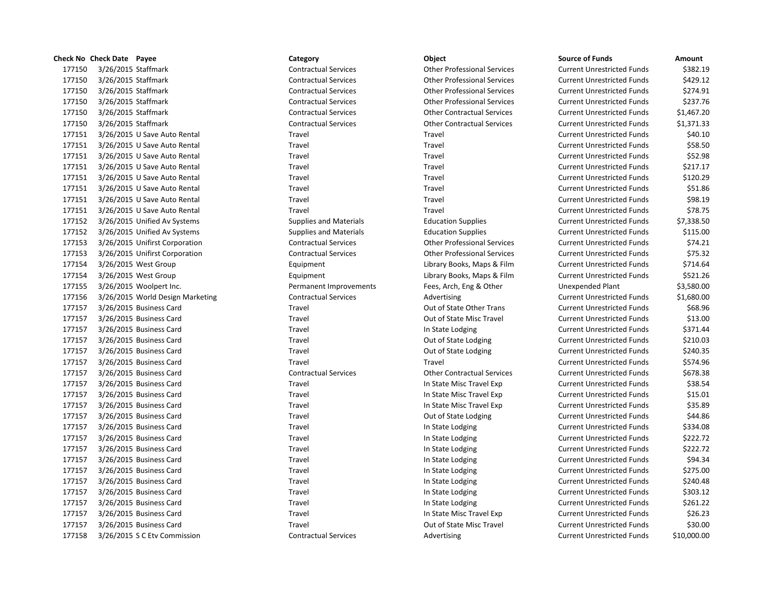| Check No | Check Date | Payee | Category | Object | Source of Funds | Amount |
|---|---|---|---|---|---|---|
| 177150 | 3/26/2015 | Staffmark | Contractual Services | Other Professional Services | Current Unrestricted Funds | $382.19 |
| 177150 | 3/26/2015 | Staffmark | Contractual Services | Other Professional Services | Current Unrestricted Funds | $429.12 |
| 177150 | 3/26/2015 | Staffmark | Contractual Services | Other Professional Services | Current Unrestricted Funds | $274.91 |
| 177150 | 3/26/2015 | Staffmark | Contractual Services | Other Professional Services | Current Unrestricted Funds | $237.76 |
| 177150 | 3/26/2015 | Staffmark | Contractual Services | Other Contractual Services | Current Unrestricted Funds | $1,467.20 |
| 177150 | 3/26/2015 | Staffmark | Contractual Services | Other Contractual Services | Current Unrestricted Funds | $1,371.33 |
| 177151 | 3/26/2015 | U Save Auto Rental | Travel | Travel | Current Unrestricted Funds | $40.10 |
| 177151 | 3/26/2015 | U Save Auto Rental | Travel | Travel | Current Unrestricted Funds | $58.50 |
| 177151 | 3/26/2015 | U Save Auto Rental | Travel | Travel | Current Unrestricted Funds | $52.98 |
| 177151 | 3/26/2015 | U Save Auto Rental | Travel | Travel | Current Unrestricted Funds | $217.17 |
| 177151 | 3/26/2015 | U Save Auto Rental | Travel | Travel | Current Unrestricted Funds | $120.29 |
| 177151 | 3/26/2015 | U Save Auto Rental | Travel | Travel | Current Unrestricted Funds | $51.86 |
| 177151 | 3/26/2015 | U Save Auto Rental | Travel | Travel | Current Unrestricted Funds | $98.19 |
| 177151 | 3/26/2015 | U Save Auto Rental | Travel | Travel | Current Unrestricted Funds | $78.75 |
| 177152 | 3/26/2015 | Unified Av Systems | Supplies and Materials | Education Supplies | Current Unrestricted Funds | $7,338.50 |
| 177152 | 3/26/2015 | Unified Av Systems | Supplies and Materials | Education Supplies | Current Unrestricted Funds | $115.00 |
| 177153 | 3/26/2015 | Unifirst Corporation | Contractual Services | Other Professional Services | Current Unrestricted Funds | $74.21 |
| 177153 | 3/26/2015 | Unifirst Corporation | Contractual Services | Other Professional Services | Current Unrestricted Funds | $75.32 |
| 177154 | 3/26/2015 | West Group | Equipment | Library Books, Maps & Film | Current Unrestricted Funds | $714.64 |
| 177154 | 3/26/2015 | West Group | Equipment | Library Books, Maps & Film | Current Unrestricted Funds | $521.26 |
| 177155 | 3/26/2015 | Woolpert Inc. | Permanent Improvements | Fees, Arch, Eng & Other | Unexpended Plant | $3,580.00 |
| 177156 | 3/26/2015 | World Design Marketing | Contractual Services | Advertising | Current Unrestricted Funds | $1,680.00 |
| 177157 | 3/26/2015 | Business Card | Travel | Out of State Other Trans | Current Unrestricted Funds | $68.96 |
| 177157 | 3/26/2015 | Business Card | Travel | Out of State Misc Travel | Current Unrestricted Funds | $13.00 |
| 177157 | 3/26/2015 | Business Card | Travel | In State Lodging | Current Unrestricted Funds | $371.44 |
| 177157 | 3/26/2015 | Business Card | Travel | Out of State Lodging | Current Unrestricted Funds | $210.03 |
| 177157 | 3/26/2015 | Business Card | Travel | Out of State Lodging | Current Unrestricted Funds | $240.35 |
| 177157 | 3/26/2015 | Business Card | Travel | Travel | Current Unrestricted Funds | $574.96 |
| 177157 | 3/26/2015 | Business Card | Contractual Services | Other Contractual Services | Current Unrestricted Funds | $678.38 |
| 177157 | 3/26/2015 | Business Card | Travel | In State Misc Travel Exp | Current Unrestricted Funds | $38.54 |
| 177157 | 3/26/2015 | Business Card | Travel | In State Misc Travel Exp | Current Unrestricted Funds | $15.01 |
| 177157 | 3/26/2015 | Business Card | Travel | In State Misc Travel Exp | Current Unrestricted Funds | $35.89 |
| 177157 | 3/26/2015 | Business Card | Travel | Out of State Lodging | Current Unrestricted Funds | $44.86 |
| 177157 | 3/26/2015 | Business Card | Travel | In State Lodging | Current Unrestricted Funds | $334.08 |
| 177157 | 3/26/2015 | Business Card | Travel | In State Lodging | Current Unrestricted Funds | $222.72 |
| 177157 | 3/26/2015 | Business Card | Travel | In State Lodging | Current Unrestricted Funds | $222.72 |
| 177157 | 3/26/2015 | Business Card | Travel | In State Lodging | Current Unrestricted Funds | $94.34 |
| 177157 | 3/26/2015 | Business Card | Travel | In State Lodging | Current Unrestricted Funds | $275.00 |
| 177157 | 3/26/2015 | Business Card | Travel | In State Lodging | Current Unrestricted Funds | $240.48 |
| 177157 | 3/26/2015 | Business Card | Travel | In State Lodging | Current Unrestricted Funds | $303.12 |
| 177157 | 3/26/2015 | Business Card | Travel | In State Lodging | Current Unrestricted Funds | $261.22 |
| 177157 | 3/26/2015 | Business Card | Travel | In State Misc Travel Exp | Current Unrestricted Funds | $26.23 |
| 177157 | 3/26/2015 | Business Card | Travel | Out of State Misc Travel | Current Unrestricted Funds | $30.00 |
| 177158 | 3/26/2015 | S C Etv Commission | Contractual Services | Advertising | Current Unrestricted Funds | $10,000.00 |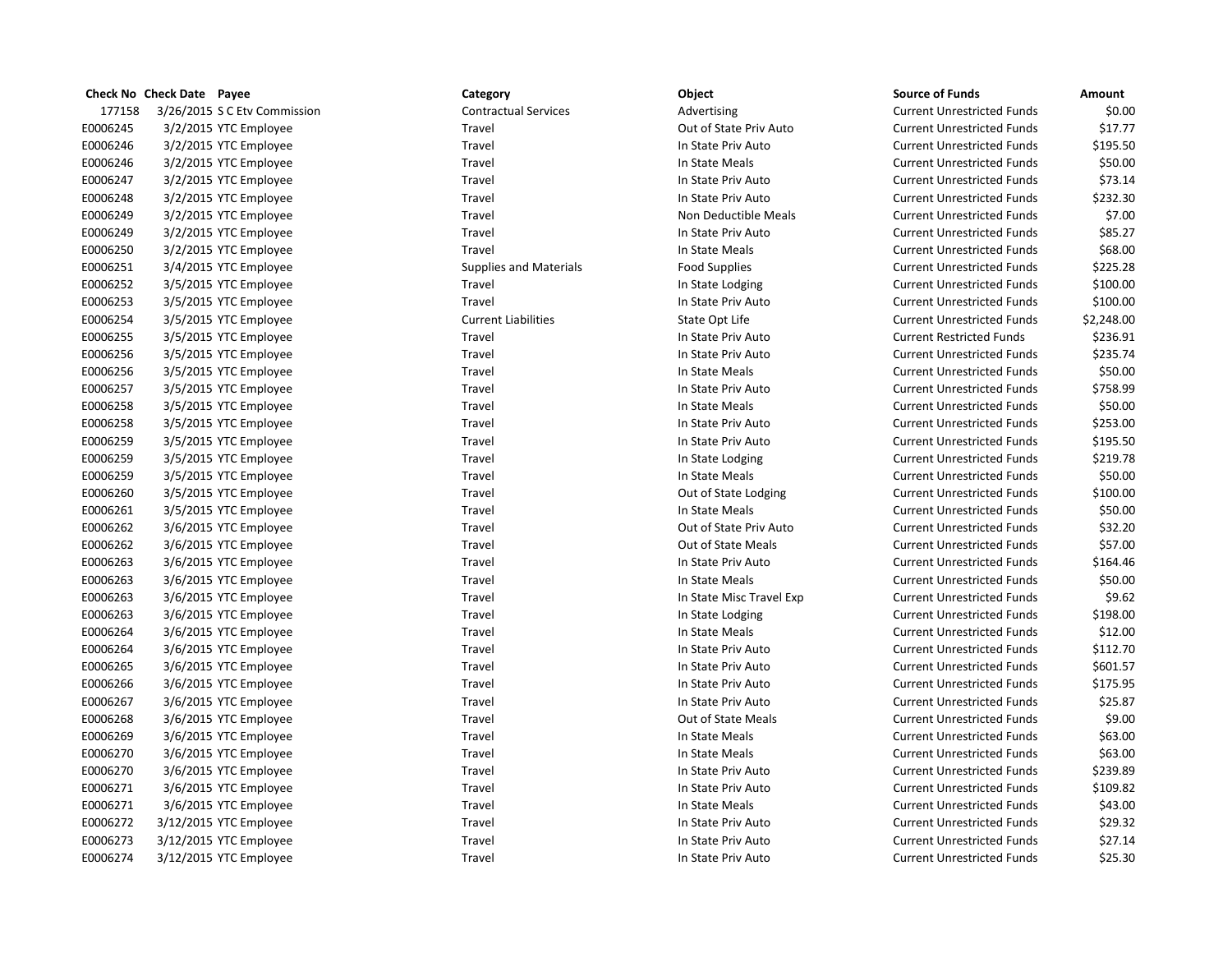| Check No | Check Date | Payee | Category | Object | Source of Funds | Amount |
|---|---|---|---|---|---|---|
| 177158 | 3/26/2015 | S C Etv Commission | Contractual Services | Advertising | Current Unrestricted Funds | $0.00 |
| E0006245 | 3/2/2015 | YTC Employee | Travel | Out of State Priv Auto | Current Unrestricted Funds | $17.77 |
| E0006246 | 3/2/2015 | YTC Employee | Travel | In State Priv Auto | Current Unrestricted Funds | $195.50 |
| E0006246 | 3/2/2015 | YTC Employee | Travel | In State Meals | Current Unrestricted Funds | $50.00 |
| E0006247 | 3/2/2015 | YTC Employee | Travel | In State Priv Auto | Current Unrestricted Funds | $73.14 |
| E0006248 | 3/2/2015 | YTC Employee | Travel | In State Priv Auto | Current Unrestricted Funds | $232.30 |
| E0006249 | 3/2/2015 | YTC Employee | Travel | Non Deductible Meals | Current Unrestricted Funds | $7.00 |
| E0006249 | 3/2/2015 | YTC Employee | Travel | In State Priv Auto | Current Unrestricted Funds | $85.27 |
| E0006250 | 3/2/2015 | YTC Employee | Travel | In State Meals | Current Unrestricted Funds | $68.00 |
| E0006251 | 3/4/2015 | YTC Employee | Supplies and Materials | Food Supplies | Current Unrestricted Funds | $225.28 |
| E0006252 | 3/5/2015 | YTC Employee | Travel | In State Lodging | Current Unrestricted Funds | $100.00 |
| E0006253 | 3/5/2015 | YTC Employee | Travel | In State Priv Auto | Current Unrestricted Funds | $100.00 |
| E0006254 | 3/5/2015 | YTC Employee | Current Liabilities | State Opt Life | Current Unrestricted Funds | $2,248.00 |
| E0006255 | 3/5/2015 | YTC Employee | Travel | In State Priv Auto | Current Restricted Funds | $236.91 |
| E0006256 | 3/5/2015 | YTC Employee | Travel | In State Priv Auto | Current Unrestricted Funds | $235.74 |
| E0006256 | 3/5/2015 | YTC Employee | Travel | In State Meals | Current Unrestricted Funds | $50.00 |
| E0006257 | 3/5/2015 | YTC Employee | Travel | In State Priv Auto | Current Unrestricted Funds | $758.99 |
| E0006258 | 3/5/2015 | YTC Employee | Travel | In State Meals | Current Unrestricted Funds | $50.00 |
| E0006258 | 3/5/2015 | YTC Employee | Travel | In State Priv Auto | Current Unrestricted Funds | $253.00 |
| E0006259 | 3/5/2015 | YTC Employee | Travel | In State Priv Auto | Current Unrestricted Funds | $195.50 |
| E0006259 | 3/5/2015 | YTC Employee | Travel | In State Lodging | Current Unrestricted Funds | $219.78 |
| E0006259 | 3/5/2015 | YTC Employee | Travel | In State Meals | Current Unrestricted Funds | $50.00 |
| E0006260 | 3/5/2015 | YTC Employee | Travel | Out of State Lodging | Current Unrestricted Funds | $100.00 |
| E0006261 | 3/5/2015 | YTC Employee | Travel | In State Meals | Current Unrestricted Funds | $50.00 |
| E0006262 | 3/6/2015 | YTC Employee | Travel | Out of State Priv Auto | Current Unrestricted Funds | $32.20 |
| E0006262 | 3/6/2015 | YTC Employee | Travel | Out of State Meals | Current Unrestricted Funds | $57.00 |
| E0006263 | 3/6/2015 | YTC Employee | Travel | In State Priv Auto | Current Unrestricted Funds | $164.46 |
| E0006263 | 3/6/2015 | YTC Employee | Travel | In State Meals | Current Unrestricted Funds | $50.00 |
| E0006263 | 3/6/2015 | YTC Employee | Travel | In State Misc Travel Exp | Current Unrestricted Funds | $9.62 |
| E0006263 | 3/6/2015 | YTC Employee | Travel | In State Lodging | Current Unrestricted Funds | $198.00 |
| E0006264 | 3/6/2015 | YTC Employee | Travel | In State Meals | Current Unrestricted Funds | $12.00 |
| E0006264 | 3/6/2015 | YTC Employee | Travel | In State Priv Auto | Current Unrestricted Funds | $112.70 |
| E0006265 | 3/6/2015 | YTC Employee | Travel | In State Priv Auto | Current Unrestricted Funds | $601.57 |
| E0006266 | 3/6/2015 | YTC Employee | Travel | In State Priv Auto | Current Unrestricted Funds | $175.95 |
| E0006267 | 3/6/2015 | YTC Employee | Travel | In State Priv Auto | Current Unrestricted Funds | $25.87 |
| E0006268 | 3/6/2015 | YTC Employee | Travel | Out of State Meals | Current Unrestricted Funds | $9.00 |
| E0006269 | 3/6/2015 | YTC Employee | Travel | In State Meals | Current Unrestricted Funds | $63.00 |
| E0006270 | 3/6/2015 | YTC Employee | Travel | In State Meals | Current Unrestricted Funds | $63.00 |
| E0006270 | 3/6/2015 | YTC Employee | Travel | In State Priv Auto | Current Unrestricted Funds | $239.89 |
| E0006271 | 3/6/2015 | YTC Employee | Travel | In State Priv Auto | Current Unrestricted Funds | $109.82 |
| E0006271 | 3/6/2015 | YTC Employee | Travel | In State Meals | Current Unrestricted Funds | $43.00 |
| E0006272 | 3/12/2015 | YTC Employee | Travel | In State Priv Auto | Current Unrestricted Funds | $29.32 |
| E0006273 | 3/12/2015 | YTC Employee | Travel | In State Priv Auto | Current Unrestricted Funds | $27.14 |
| E0006274 | 3/12/2015 | YTC Employee | Travel | In State Priv Auto | Current Unrestricted Funds | $25.30 |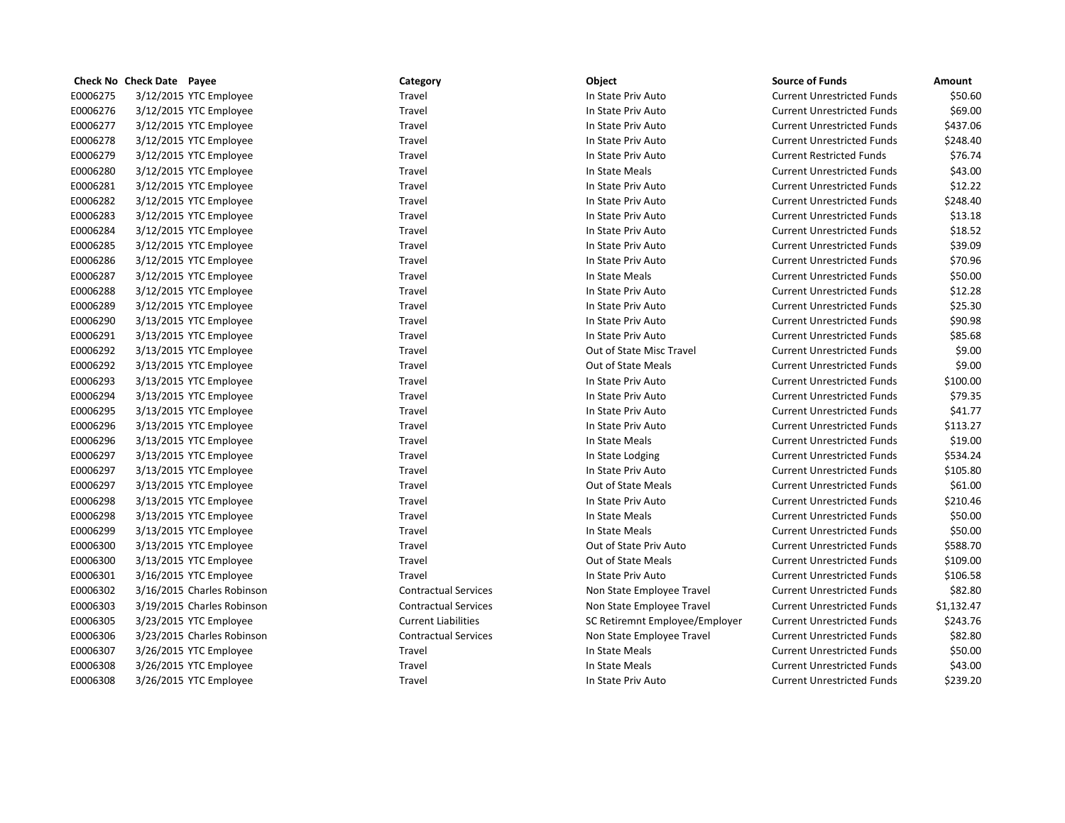| Check No | Check Date | Payee | Category | Object | Source of Funds | Amount |
|---|---|---|---|---|---|---|
| E0006275 | 3/12/2015 | YTC Employee | Travel | In State Priv Auto | Current Unrestricted Funds | $50.60 |
| E0006276 | 3/12/2015 | YTC Employee | Travel | In State Priv Auto | Current Unrestricted Funds | $69.00 |
| E0006277 | 3/12/2015 | YTC Employee | Travel | In State Priv Auto | Current Unrestricted Funds | $437.06 |
| E0006278 | 3/12/2015 | YTC Employee | Travel | In State Priv Auto | Current Unrestricted Funds | $248.40 |
| E0006279 | 3/12/2015 | YTC Employee | Travel | In State Priv Auto | Current Restricted Funds | $76.74 |
| E0006280 | 3/12/2015 | YTC Employee | Travel | In State Meals | Current Unrestricted Funds | $43.00 |
| E0006281 | 3/12/2015 | YTC Employee | Travel | In State Priv Auto | Current Unrestricted Funds | $12.22 |
| E0006282 | 3/12/2015 | YTC Employee | Travel | In State Priv Auto | Current Unrestricted Funds | $248.40 |
| E0006283 | 3/12/2015 | YTC Employee | Travel | In State Priv Auto | Current Unrestricted Funds | $13.18 |
| E0006284 | 3/12/2015 | YTC Employee | Travel | In State Priv Auto | Current Unrestricted Funds | $18.52 |
| E0006285 | 3/12/2015 | YTC Employee | Travel | In State Priv Auto | Current Unrestricted Funds | $39.09 |
| E0006286 | 3/12/2015 | YTC Employee | Travel | In State Priv Auto | Current Unrestricted Funds | $70.96 |
| E0006287 | 3/12/2015 | YTC Employee | Travel | In State Meals | Current Unrestricted Funds | $50.00 |
| E0006288 | 3/12/2015 | YTC Employee | Travel | In State Priv Auto | Current Unrestricted Funds | $12.28 |
| E0006289 | 3/12/2015 | YTC Employee | Travel | In State Priv Auto | Current Unrestricted Funds | $25.30 |
| E0006290 | 3/13/2015 | YTC Employee | Travel | In State Priv Auto | Current Unrestricted Funds | $90.98 |
| E0006291 | 3/13/2015 | YTC Employee | Travel | In State Priv Auto | Current Unrestricted Funds | $85.68 |
| E0006292 | 3/13/2015 | YTC Employee | Travel | Out of State Misc Travel | Current Unrestricted Funds | $9.00 |
| E0006292 | 3/13/2015 | YTC Employee | Travel | Out of State Meals | Current Unrestricted Funds | $9.00 |
| E0006293 | 3/13/2015 | YTC Employee | Travel | In State Priv Auto | Current Unrestricted Funds | $100.00 |
| E0006294 | 3/13/2015 | YTC Employee | Travel | In State Priv Auto | Current Unrestricted Funds | $79.35 |
| E0006295 | 3/13/2015 | YTC Employee | Travel | In State Priv Auto | Current Unrestricted Funds | $41.77 |
| E0006296 | 3/13/2015 | YTC Employee | Travel | In State Priv Auto | Current Unrestricted Funds | $113.27 |
| E0006296 | 3/13/2015 | YTC Employee | Travel | In State Meals | Current Unrestricted Funds | $19.00 |
| E0006297 | 3/13/2015 | YTC Employee | Travel | In State Lodging | Current Unrestricted Funds | $534.24 |
| E0006297 | 3/13/2015 | YTC Employee | Travel | In State Priv Auto | Current Unrestricted Funds | $105.80 |
| E0006297 | 3/13/2015 | YTC Employee | Travel | Out of State Meals | Current Unrestricted Funds | $61.00 |
| E0006298 | 3/13/2015 | YTC Employee | Travel | In State Priv Auto | Current Unrestricted Funds | $210.46 |
| E0006298 | 3/13/2015 | YTC Employee | Travel | In State Meals | Current Unrestricted Funds | $50.00 |
| E0006299 | 3/13/2015 | YTC Employee | Travel | In State Meals | Current Unrestricted Funds | $50.00 |
| E0006300 | 3/13/2015 | YTC Employee | Travel | Out of State Priv Auto | Current Unrestricted Funds | $588.70 |
| E0006300 | 3/13/2015 | YTC Employee | Travel | Out of State Meals | Current Unrestricted Funds | $109.00 |
| E0006301 | 3/16/2015 | YTC Employee | Travel | In State Priv Auto | Current Unrestricted Funds | $106.58 |
| E0006302 | 3/16/2015 | Charles Robinson | Contractual Services | Non State Employee Travel | Current Unrestricted Funds | $82.80 |
| E0006303 | 3/19/2015 | Charles Robinson | Contractual Services | Non State Employee Travel | Current Unrestricted Funds | $1,132.47 |
| E0006305 | 3/23/2015 | YTC Employee | Current Liabilities | SC Retiremnt Employee/Employer | Current Unrestricted Funds | $243.76 |
| E0006306 | 3/23/2015 | Charles Robinson | Contractual Services | Non State Employee Travel | Current Unrestricted Funds | $82.80 |
| E0006307 | 3/26/2015 | YTC Employee | Travel | In State Meals | Current Unrestricted Funds | $50.00 |
| E0006308 | 3/26/2015 | YTC Employee | Travel | In State Meals | Current Unrestricted Funds | $43.00 |
| E0006308 | 3/26/2015 | YTC Employee | Travel | In State Priv Auto | Current Unrestricted Funds | $239.20 |